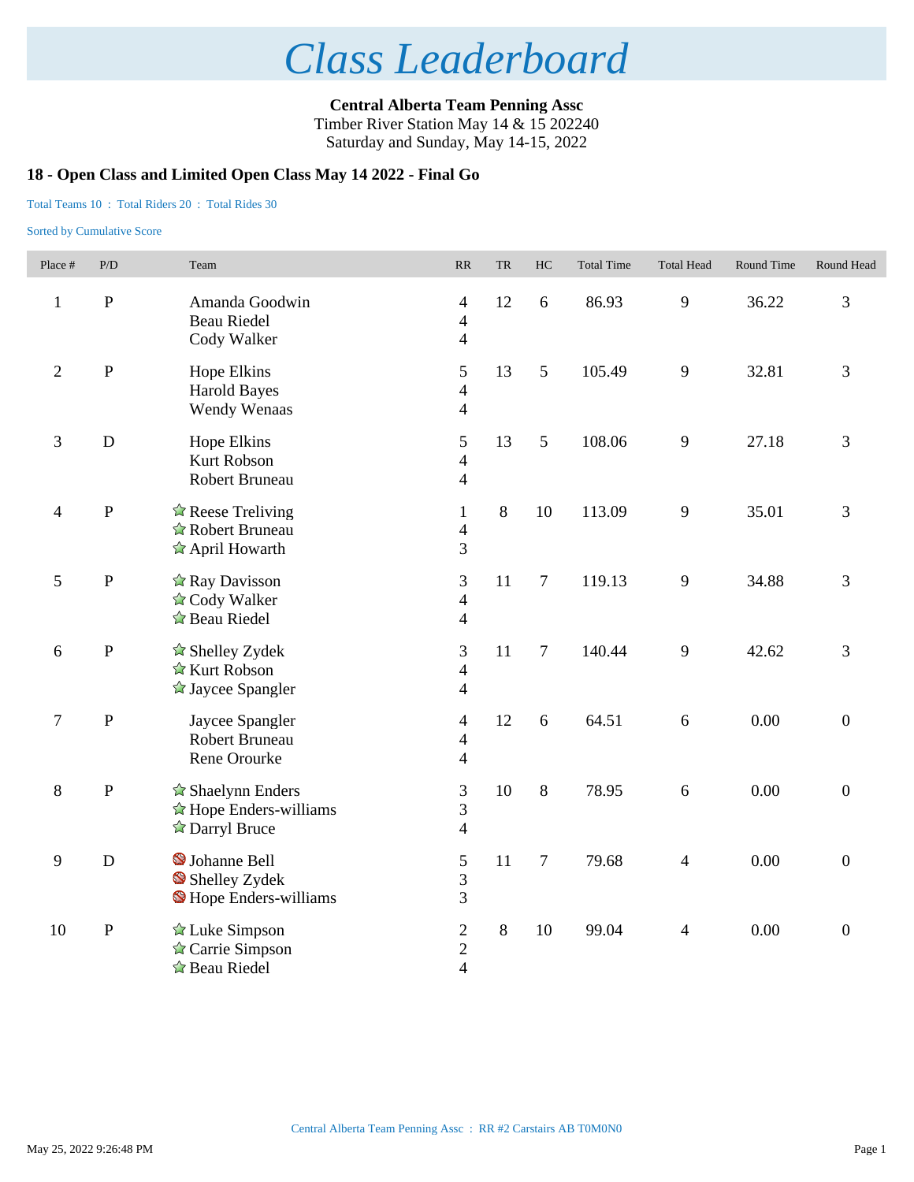# Class Leaderboard

**Central Alberta Team Penning Assc**
Timber River Station May 14 & 15 202240
Saturday and Sunday, May 14-15, 2022

### 18 - Open Class and Limited Open Class May 14 2022 - Final Go

Total Teams 10 : Total Riders 20 : Total Rides 30

Sorted by Cumulative Score

| Place # | P/D | Team | RR | TR | HC | Total Time | Total Head | Round Time | Round Head |
|---|---|---|---|---|---|---|---|---|---|
| 1 | P | Amanda Goodwin | 4 | 12 | 6 | 86.93 | 9 | 36.22 | 3 |
| | | Beau Riedel | 4 | | | | | | |
| | | Cody Walker | 4 | | | | | | |
| 2 | P | Hope Elkins | 5 | 13 | 5 | 105.49 | 9 | 32.81 | 3 |
| | | Harold Bayes | 4 | | | | | | |
| | | Wendy Wenaas | 4 | | | | | | |
| 3 | D | Hope Elkins | 5 | 13 | 5 | 108.06 | 9 | 27.18 | 3 |
| | | Kurt Robson | 4 | | | | | | |
| | | Robert Bruneau | 4 | | | | | | |
| 4 | P | Reese Treliving | 1 | 8 | 10 | 113.09 | 9 | 35.01 | 3 |
| | | Robert Bruneau | 4 | | | | | | |
| | | April Howarth | 3 | | | | | | |
| 5 | P | Ray Davisson | 3 | 11 | 7 | 119.13 | 9 | 34.88 | 3 |
| | | Cody Walker | 4 | | | | | | |
| | | Beau Riedel | 4 | | | | | | |
| 6 | P | Shelley Zydek | 3 | 11 | 7 | 140.44 | 9 | 42.62 | 3 |
| | | Kurt Robson | 4 | | | | | | |
| | | Jaycee Spangler | 4 | | | | | | |
| 7 | P | Jaycee Spangler | 4 | 12 | 6 | 64.51 | 6 | 0.00 | 0 |
| | | Robert Bruneau | 4 | | | | | | |
| | | Rene Orourke | 4 | | | | | | |
| 8 | P | Shaelynn Enders | 3 | 10 | 8 | 78.95 | 6 | 0.00 | 0 |
| | | Hope Enders-williams | 3 | | | | | | |
| | | Darryl Bruce | 4 | | | | | | |
| 9 | D | Johanne Bell | 5 | 11 | 7 | 79.68 | 4 | 0.00 | 0 |
| | | Shelley Zydek | 3 | | | | | | |
| | | Hope Enders-williams | 3 | | | | | | |
| 10 | P | Luke Simpson | 2 | 8 | 10 | 99.04 | 4 | 0.00 | 0 |
| | | Carrie Simpson | 2 | | | | | | |
| | | Beau Riedel | 4 | | | | | | |

Central Alberta Team Penning Assc : RR #2 Carstairs AB T0M0N0

May 25, 2022 9:26:48 PM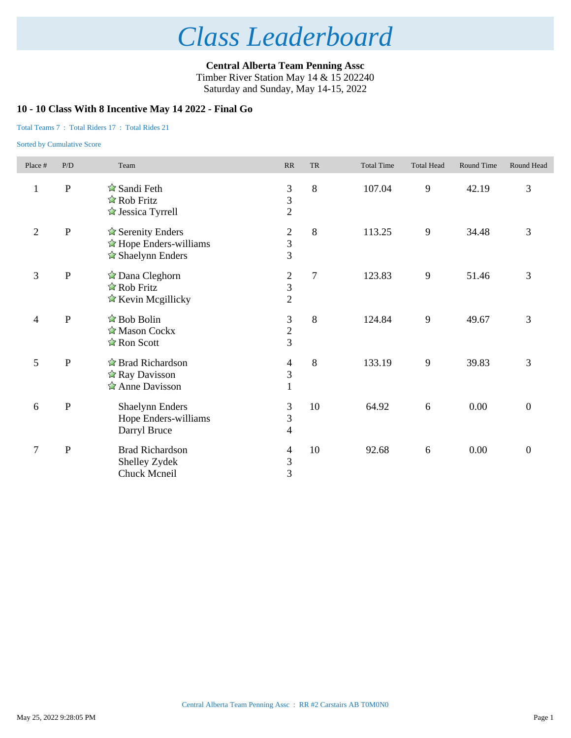# Class Leaderboard

**Central Alberta Team Penning Assc**
Timber River Station May 14 & 15 202240
Saturday and Sunday, May 14-15, 2022

### 10 - 10 Class With 8 Incentive May 14 2022 - Final Go

Total Teams 7 : Total Riders 17 : Total Rides 21

Sorted by Cumulative Score

| Place # | P/D | Team | RR | TR | Total Time | Total Head | Round Time | Round Head |
|---|---|---|---|---|---|---|---|---|
| 1 | P | ☆ Sandi Feth<br>☆ Rob Fritz<br>☆ Jessica Tyrrell | 3<br>3<br>2 | 8 | 107.04 | 9 | 42.19 | 3 |
| 2 | P | ☆ Serenity Enders<br>☆ Hope Enders-williams<br>☆ Shaelynn Enders | 2<br>3<br>3 | 8 | 113.25 | 9 | 34.48 | 3 |
| 3 | P | ☆ Dana Cleghorn<br>☆ Rob Fritz<br>☆ Kevin Mcgillicky | 2<br>3<br>2 | 7 | 123.83 | 9 | 51.46 | 3 |
| 4 | P | ☆ Bob Bolin<br>☆ Mason Cockx<br>☆ Ron Scott | 3<br>2<br>3 | 8 | 124.84 | 9 | 49.67 | 3 |
| 5 | P | ☆ Brad Richardson<br>☆ Ray Davisson<br>☆ Anne Davisson | 4<br>3<br>1 | 8 | 133.19 | 9 | 39.83 | 3 |
| 6 | P | Shaelynn Enders<br>Hope Enders-williams<br>Darryl Bruce | 3<br>3<br>4 | 10 | 64.92 | 6 | 0.00 | 0 |
| 7 | P | Brad Richardson<br>Shelley Zydek<br>Chuck Mcneil | 4<br>3<br>3 | 10 | 92.68 | 6 | 0.00 | 0 |

Central Alberta Team Penning Assc : RR #2 Carstairs AB T0M0N0

May 25, 2022 9:28:05 PM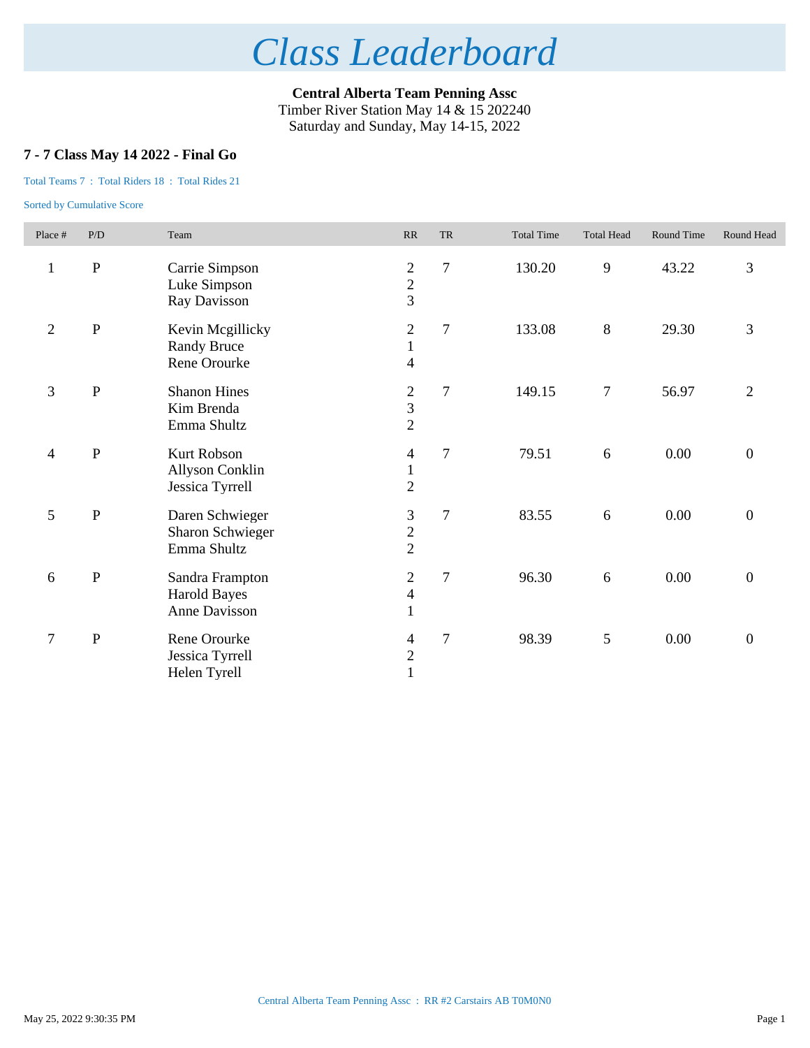# *Class Leaderboard*

**Central Alberta Team Penning Assc**
Timber River Station May 14 & 15 202240
Saturday and Sunday, May 14-15, 2022

### 7 - 7 Class May 14 2022 - Final Go

Total Teams 7 : Total Riders 18 : Total Rides 21

Sorted by Cumulative Score

| Place # | P/D | Team | RR | TR | Total Time | Total Head | Round Time | Round Head |
|---|---|---|---|---|---|---|---|---|
| 1 | P | Carrie Simpson<br>Luke Simpson<br>Ray Davisson | 2<br>2<br>3 | 7 | 130.20 | 9 | 43.22 | 3 |
| 2 | P | Kevin Mcgillicky<br>Randy Bruce<br>Rene Orourke | 2<br>1<br>4 | 7 | 133.08 | 8 | 29.30 | 3 |
| 3 | P | Shanon Hines<br>Kim Brenda<br>Emma Shultz | 2<br>3<br>2 | 7 | 149.15 | 7 | 56.97 | 2 |
| 4 | P | Kurt Robson<br>Allyson Conklin<br>Jessica Tyrrell | 4<br>1<br>2 | 7 | 79.51 | 6 | 0.00 | 0 |
| 5 | P | Daren Schwieger<br>Sharon Schwieger<br>Emma Shultz | 3<br>2<br>2 | 7 | 83.55 | 6 | 0.00 | 0 |
| 6 | P | Sandra Frampton<br>Harold Bayes<br>Anne Davisson | 2<br>4<br>1 | 7 | 96.30 | 6 | 0.00 | 0 |
| 7 | P | Rene Orourke<br>Jessica Tyrrell<br>Helen Tyrell | 4<br>2<br>1 | 7 | 98.39 | 5 | 0.00 | 0 |

Central Alberta Team Penning Assc : RR #2 Carstairs AB T0M0N0

May 25, 2022 9:30:35 PM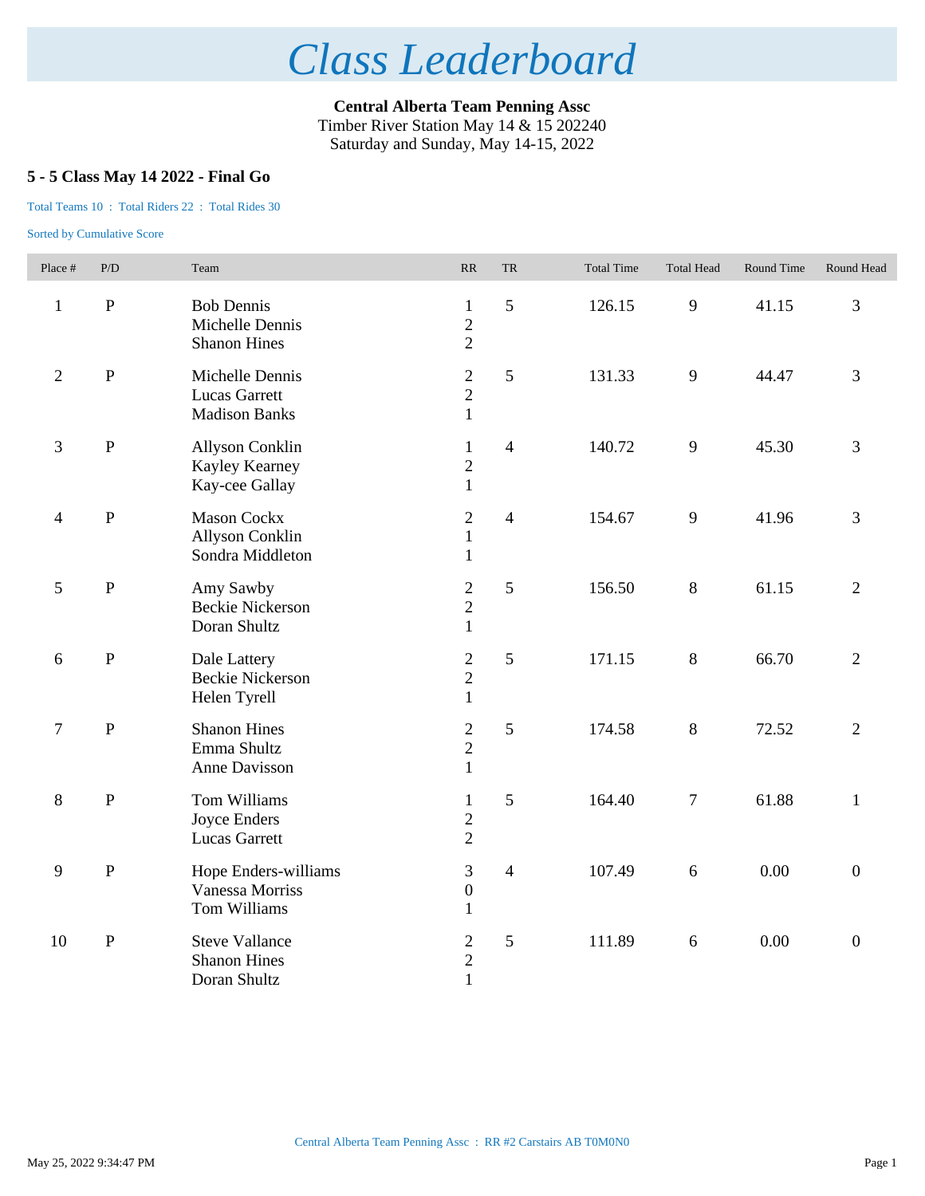# Class Leaderboard

**Central Alberta Team Penning Assc**
Timber River Station May 14 & 15 202240
Saturday and Sunday, May 14-15, 2022

### 5 - 5 Class May 14 2022 - Final Go

Total Teams 10 : Total Riders 22 : Total Rides 30

Sorted by Cumulative Score

| Place # | P/D | Team | RR | TR | Total Time | Total Head | Round Time | Round Head |
|---|---|---|---|---|---|---|---|---|
| 1 | P | Bob Dennis<br>Michelle Dennis<br>Shanon Hines | 1<br>2<br>2 | 5 | 126.15 | 9 | 41.15 | 3 |
| 2 | P | Michelle Dennis<br>Lucas Garrett<br>Madison Banks | 2<br>2<br>1 | 5 | 131.33 | 9 | 44.47 | 3 |
| 3 | P | Allyson Conklin<br>Kayley Kearney<br>Kay-cee Gallay | 1<br>2<br>1 | 4 | 140.72 | 9 | 45.30 | 3 |
| 4 | P | Mason Cockx<br>Allyson Conklin<br>Sondra Middleton | 2<br>1<br>1 | 4 | 154.67 | 9 | 41.96 | 3 |
| 5 | P | Amy Sawby<br>Beckie Nickerson<br>Doran Shultz | 2<br>2<br>1 | 5 | 156.50 | 8 | 61.15 | 2 |
| 6 | P | Dale Lattery<br>Beckie Nickerson<br>Helen Tyrell | 2<br>2<br>1 | 5 | 171.15 | 8 | 66.70 | 2 |
| 7 | P | Shanon Hines<br>Emma Shultz<br>Anne Davisson | 2<br>2<br>1 | 5 | 174.58 | 8 | 72.52 | 2 |
| 8 | P | Tom Williams<br>Joyce Enders<br>Lucas Garrett | 1<br>2<br>2 | 5 | 164.40 | 7 | 61.88 | 1 |
| 9 | P | Hope Enders-williams<br>Vanessa Morriss<br>Tom Williams | 3<br>0<br>1 | 4 | 107.49 | 6 | 0.00 | 0 |
| 10 | P | Steve Vallance<br>Shanon Hines<br>Doran Shultz | 2<br>2<br>1 | 5 | 111.89 | 6 | 0.00 | 0 |

Central Alberta Team Penning Assc : RR #2 Carstairs AB T0M0N0

May 25, 2022 9:34:47 PM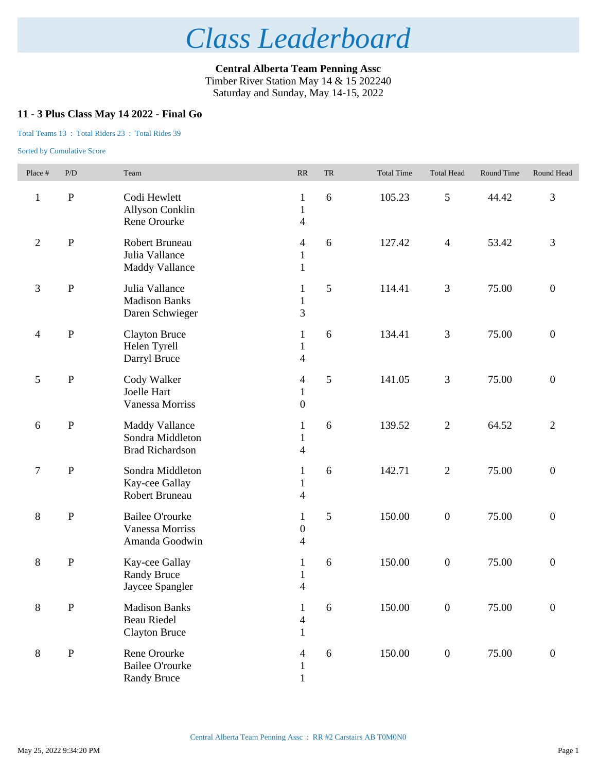# Class Leaderboard

**Central Alberta Team Penning Assc**
Timber River Station May 14 & 15 202240
Saturday and Sunday, May 14-15, 2022

### 11 - 3 Plus Class May 14 2022 - Final Go

Total Teams 13 : Total Riders 23 : Total Rides 39

Sorted by Cumulative Score

| Place # | P/D | Team | RR | TR | Total Time | Total Head | Round Time | Round Head |
|---|---|---|---|---|---|---|---|---|
| 1 | P | Codi Hewlett<br>Allyson Conklin<br>Rene Orourke | 1<br>1<br>4 | 6 | 105.23 | 5 | 44.42 | 3 |
| 2 | P | Robert Bruneau<br>Julia Vallance<br>Maddy Vallance | 4<br>1<br>1 | 6 | 127.42 | 4 | 53.42 | 3 |
| 3 | P | Julia Vallance<br>Madison Banks<br>Daren Schwieger | 1<br>1<br>3 | 5 | 114.41 | 3 | 75.00 | 0 |
| 4 | P | Clayton Bruce<br>Helen Tyrell<br>Darryl Bruce | 1<br>1<br>4 | 6 | 134.41 | 3 | 75.00 | 0 |
| 5 | P | Cody Walker<br>Joelle Hart<br>Vanessa Morriss | 4<br>1<br>0 | 5 | 141.05 | 3 | 75.00 | 0 |
| 6 | P | Maddy Vallance<br>Sondra Middleton<br>Brad Richardson | 1<br>1<br>4 | 6 | 139.52 | 2 | 64.52 | 2 |
| 7 | P | Sondra Middleton<br>Kay-cee Gallay<br>Robert Bruneau | 1<br>1<br>4 | 6 | 142.71 | 2 | 75.00 | 0 |
| 8 | P | Bailee O'rourke<br>Vanessa Morriss<br>Amanda Goodwin | 1<br>0<br>4 | 5 | 150.00 | 0 | 75.00 | 0 |
| 8 | P | Kay-cee Gallay<br>Randy Bruce<br>Jaycee Spangler | 1<br>1<br>4 | 6 | 150.00 | 0 | 75.00 | 0 |
| 8 | P | Madison Banks<br>Beau Riedel<br>Clayton Bruce | 1<br>4<br>1 | 6 | 150.00 | 0 | 75.00 | 0 |
| 8 | P | Rene Orourke<br>Bailee O'rourke<br>Randy Bruce | 4<br>1<br>1 | 6 | 150.00 | 0 | 75.00 | 0 |

Central Alberta Team Penning Assc : RR #2 Carstairs AB T0M0N0

May 25, 2022 9:34:20 PM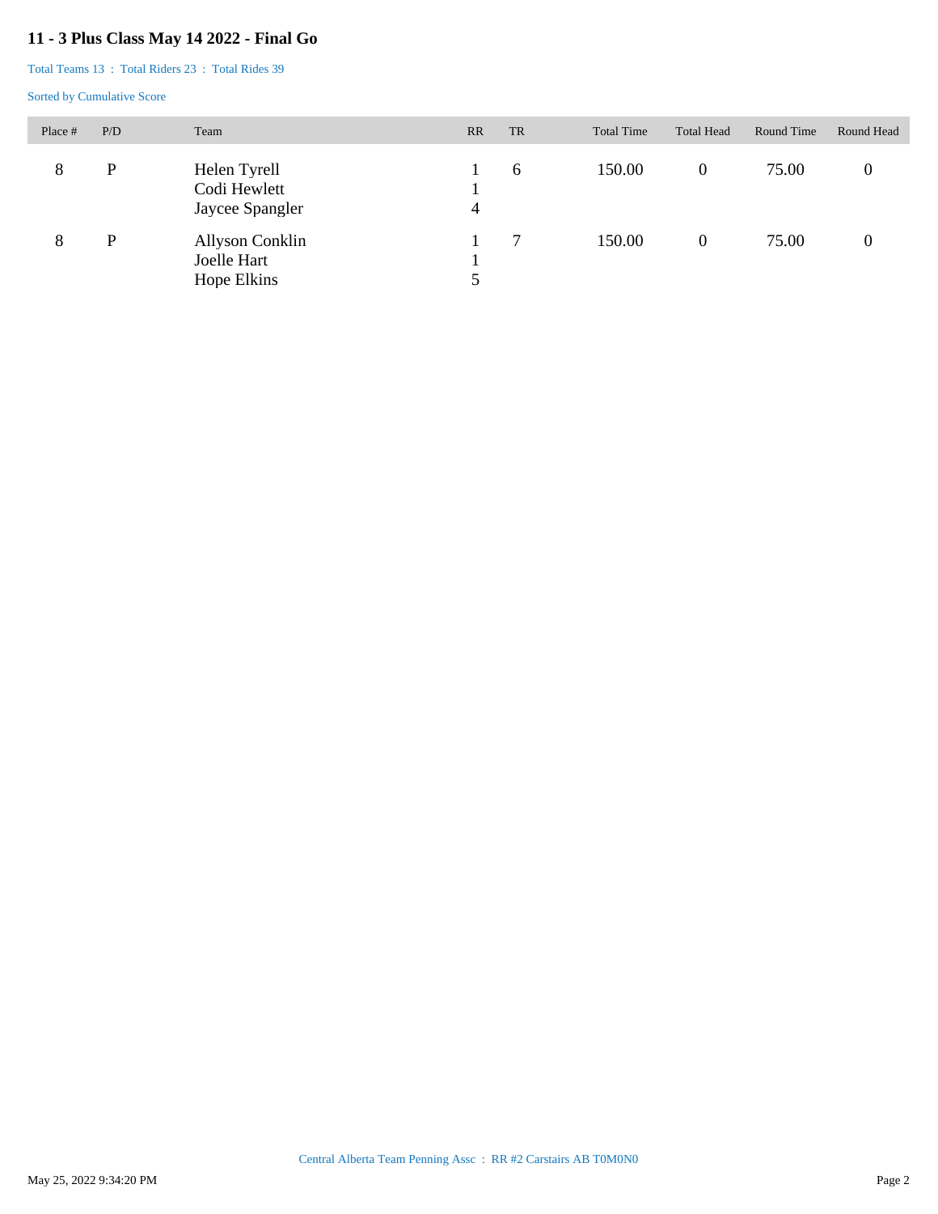## 11 - 3 Plus Class May 14 2022 - Final Go

Total Teams 13 : Total Riders 23 : Total Rides 39

Sorted by Cumulative Score

| Place # | P/D | Team | RR | TR | Total Time | Total Head | Round Time | Round Head |
|---|---|---|---|---|---|---|---|---|
| 8 | P | Helen Tyrell<br>Codi Hewlett<br>Jaycee Spangler | 1<br>1<br>4 | 6 | 150.00 | 0 | 75.00 | 0 |
| 8 | P | Allyson Conklin<br>Joelle Hart<br>Hope Elkins | 1<br>1<br>5 | 7 | 150.00 | 0 | 75.00 | 0 |

Central Alberta Team Penning Assc : RR #2 Carstairs AB T0M0N0

May 25, 2022 9:34:20 PM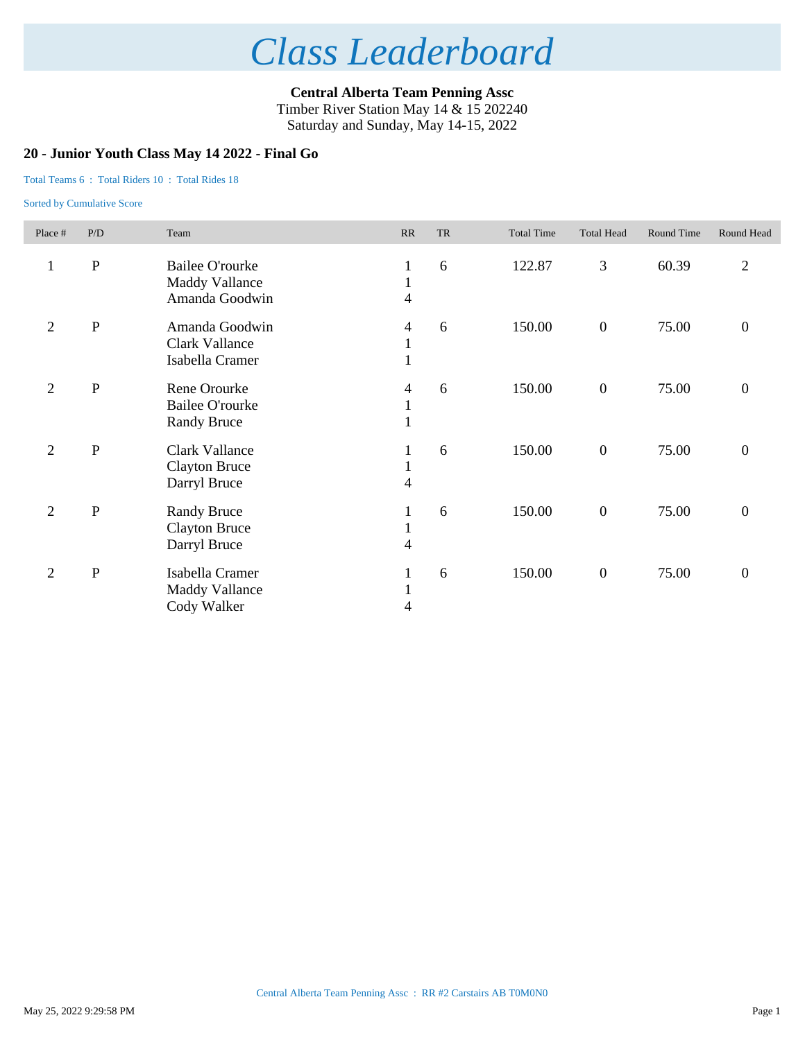# Class Leaderboard

**Central Alberta Team Penning Assc**
Timber River Station May 14 & 15 202240
Saturday and Sunday, May 14-15, 2022

## 20 - Junior Youth Class May 14 2022 - Final Go

Total Teams 6 : Total Riders 10 : Total Rides 18

Sorted by Cumulative Score

| Place # | P/D | Team | RR | TR | Total Time | Total Head | Round Time | Round Head |
|---|---|---|---|---|---|---|---|---|
| 1 | P | Bailee O'rourke<br>Maddy Vallance<br>Amanda Goodwin | 1<br>1<br>4 | 6 | 122.87 | 3 | 60.39 | 2 |
| 2 | P | Amanda Goodwin<br>Clark Vallance<br>Isabella Cramer | 4<br>1<br>1 | 6 | 150.00 | 0 | 75.00 | 0 |
| 2 | P | Rene Orourke<br>Bailee O'rourke<br>Randy Bruce | 4<br>1<br>1 | 6 | 150.00 | 0 | 75.00 | 0 |
| 2 | P | Clark Vallance<br>Clayton Bruce<br>Darryl Bruce | 1<br>1<br>4 | 6 | 150.00 | 0 | 75.00 | 0 |
| 2 | P | Randy Bruce<br>Clayton Bruce<br>Darryl Bruce | 1<br>1<br>4 | 6 | 150.00 | 0 | 75.00 | 0 |
| 2 | P | Isabella Cramer<br>Maddy Vallance<br>Cody Walker | 1<br>1<br>4 | 6 | 150.00 | 0 | 75.00 | 0 |

Central Alberta Team Penning Assc : RR #2 Carstairs AB T0M0N0

May 25, 2022 9:29:58 PM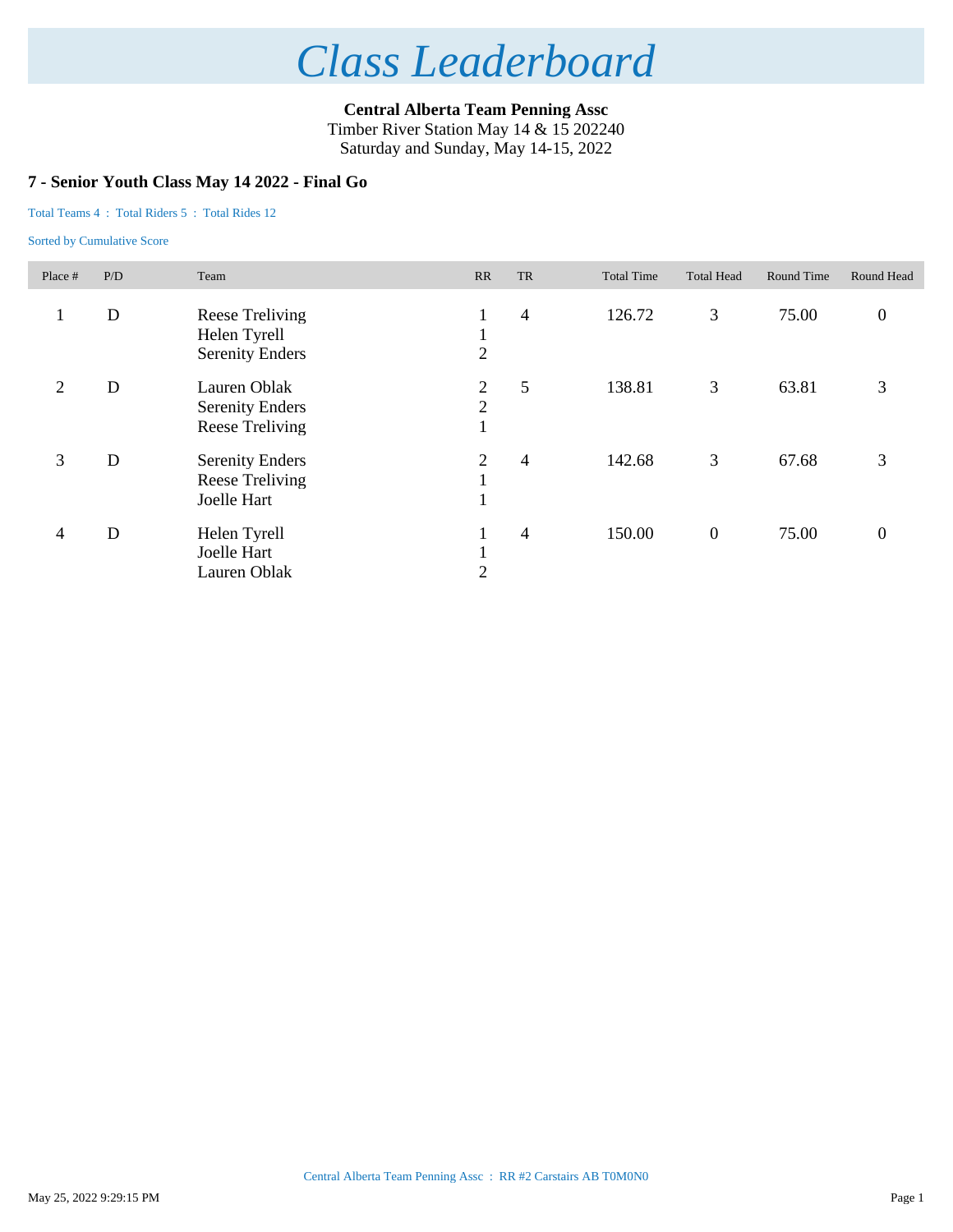# Class Leaderboard

**Central Alberta Team Penning Assc**
Timber River Station May 14 & 15 202240
Saturday and Sunday, May 14-15, 2022

### 7 - Senior Youth Class May 14 2022 - Final Go

Total Teams 4 : Total Riders 5 : Total Rides 12

Sorted by Cumulative Score

| Place # | P/D | Team | RR | TR | Total Time | Total Head | Round Time | Round Head |
|---|---|---|---|---|---|---|---|---|
| 1 | D | Reese Treliving<br>Helen Tyrell<br>Serenity Enders | 1<br>1<br>2 | 4 | 126.72 | 3 | 75.00 | 0 |
| 2 | D | Lauren Oblak<br>Serenity Enders<br>Reese Treliving | 2<br>2<br>1 | 5 | 138.81 | 3 | 63.81 | 3 |
| 3 | D | Serenity Enders<br>Reese Treliving<br>Joelle Hart | 2<br>1<br>1 | 4 | 142.68 | 3 | 67.68 | 3 |
| 4 | D | Helen Tyrell<br>Joelle Hart<br>Lauren Oblak | 1<br>1<br>2 | 4 | 150.00 | 0 | 75.00 | 0 |

Central Alberta Team Penning Assc : RR #2 Carstairs AB T0M0N0

May 25, 2022 9:29:15 PM